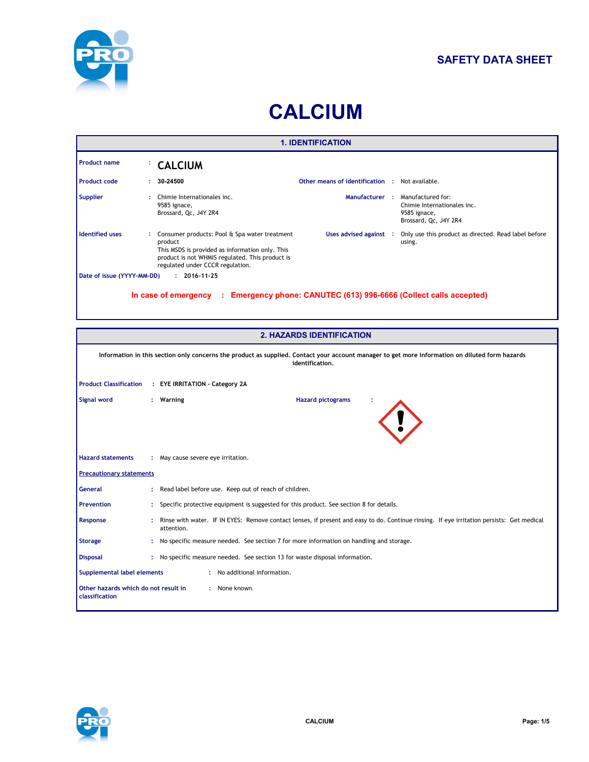**SAFETY DATA SHEET**

# CALCIUM

## 1. IDENTIFICATION

| | | | |
|---|---|---|---|
| **Product name** | : **CALCIUM** | | |
| **Product code** | : **30-24500** | **Other means of identification** | : Not available. |
| **Supplier** | : Chimie Internationales inc.<br>9585 ignace,<br>Brossard, Qc, J4Y 2R4 | **Manufacturer** | : Manufactured for:<br>Chimie Internationales inc.<br>9585 ignace,<br>Brossard, Qc, J4Y 2R4 |
| **Identified uses** | : Consumer products: Pool & Spa water treatment product<br>This MSDS is provided as information only. This product is not WHMIS regulated. This product is regulated under CCCR regulation. | **Uses advised against** | : Only use this product as directed. Read label before using. |
| **Date of issue (YYYY-MM-DD)** | : **2016-11-25** | | |

**In case of emergency : Emergency phone: CANUTEC (613) 996-6666 (Collect calls accepted)**

## 2. HAZARDS IDENTIFICATION

**Information in this section only concerns the product as supplied. Contact your account manager to get more information on diluted form hazards identification.**

**Product Classification** : **EYE IRRITATION - Category 2A**

**Signal word** : **Warning**

**Hazard pictograms** :

**Hazard statements** : May cause severe eye irritation.

**Precautionary statements**

**General** : Read label before use. Keep out of reach of children.

**Prevention** : Specific protective equipment is suggested for this product. See section 8 for details.

**Response** : Rinse with water. IF IN EYES: Remove contact lenses, if present and easy to do. Continue rinsing. If eye irritation persists: Get medical attention.

**Storage** : No specific measure needed. See section 7 for more information on handling and storage.

**Disposal** : No specific measure needed. See section 13 for waste disposal information.

**Supplemental label elements** : No additional information.

**Other hazards which do not result in classification** : None known.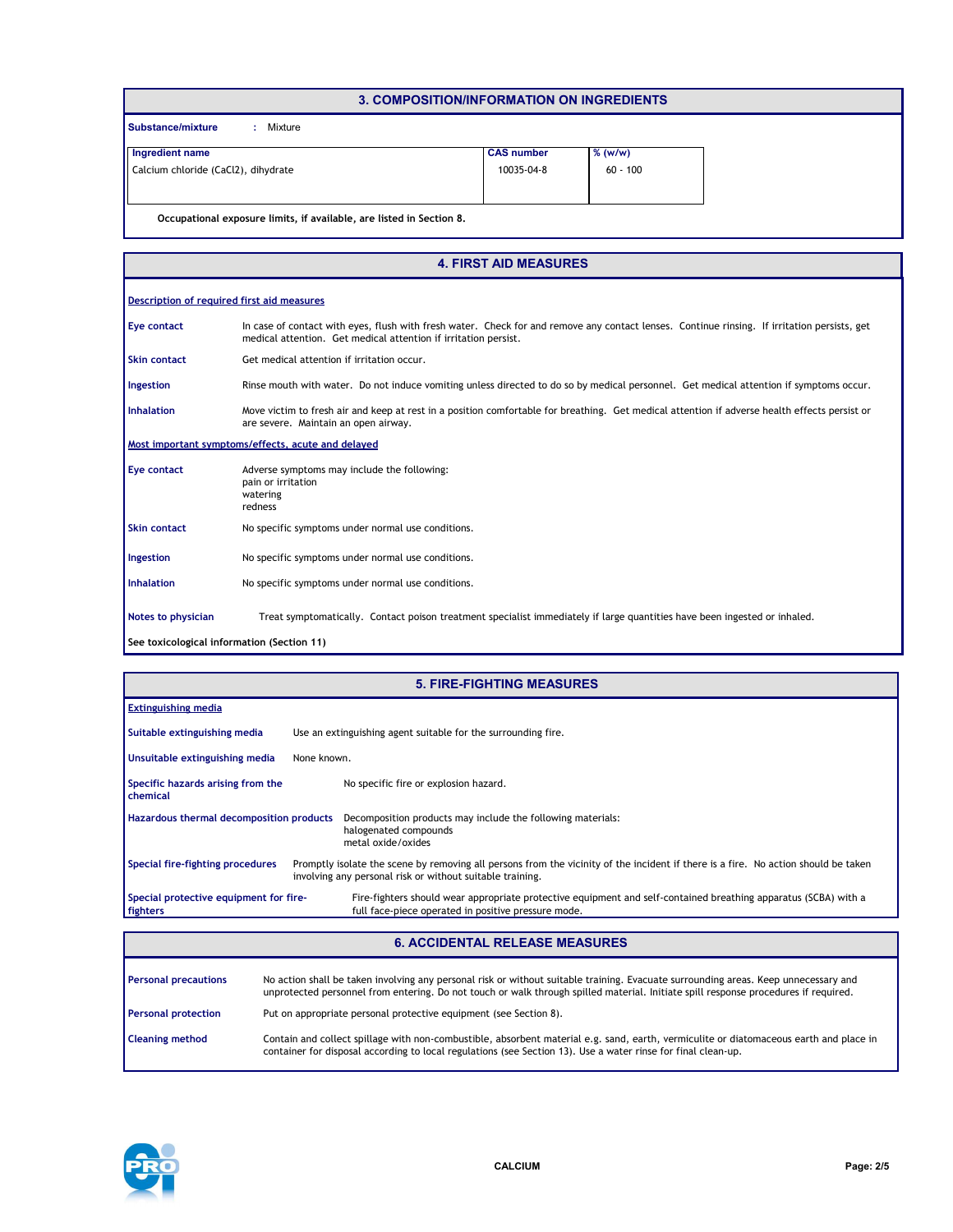## 3. COMPOSITION/INFORMATION ON INGREDIENTS

**Substance/mixture** : Mixture

| Ingredient name | CAS number | % (w/w) |
| --- | --- | --- |
| Calcium chloride ($CaCl_2$), dihydrate | 10035-04-8 | 60 - 100 |

**Occupational exposure limits, if available, are listed in Section 8.**

## 4. FIRST AID MEASURES

**Description of required first aid measures**

**Eye contact** In case of contact with eyes, flush with fresh water. Check for and remove any contact lenses. Continue rinsing. If irritation persists, get medical attention. Get medical attention if irritation persist.

**Skin contact** Get medical attention if irritation occur.

**Ingestion** Rinse mouth with water. Do not induce vomiting unless directed to do so by medical personnel. Get medical attention if symptoms occur.

**Inhalation** Move victim to fresh air and keep at rest in a position comfortable for breathing. Get medical attention if adverse health effects persist or are severe. Maintain an open airway.

**Most important symptoms/effects, acute and delayed**

**Eye contact** Adverse symptoms may include the following:
pain or irritation
watering
redness

**Skin contact** No specific symptoms under normal use conditions.

**Ingestion** No specific symptoms under normal use conditions.

**Inhalation** No specific symptoms under normal use conditions.

**Notes to physician** Treat symptomatically. Contact poison treatment specialist immediately if large quantities have been ingested or inhaled.

**See toxicological information (Section 11)**

## 5. FIRE-FIGHTING MEASURES

**Extinguishing media**

**Suitable extinguishing media** Use an extinguishing agent suitable for the surrounding fire.

**Unsuitable extinguishing media** None known.

**Specific hazards arising from the chemical** No specific fire or explosion hazard.

**Hazardous thermal decomposition products** Decomposition products may include the following materials:
halogenated compounds
metal oxide/oxides

**Special fire-fighting procedures** Promptly isolate the scene by removing all persons from the vicinity of the incident if there is a fire. No action should be taken involving any personal risk or without suitable training.

**Special protective equipment for fire-fighters** Fire-fighters should wear appropriate protective equipment and self-contained breathing apparatus (SCBA) with a full face-piece operated in positive pressure mode.

## 6. ACCIDENTAL RELEASE MEASURES

**Personal precautions** No action shall be taken involving any personal risk or without suitable training. Evacuate surrounding areas. Keep unnecessary and unprotected personnel from entering. Do not touch or walk through spilled material. Initiate spill response procedures if required.

**Personal protection** Put on appropriate personal protective equipment (see Section 8).

**Cleaning method** Contain and collect spillage with non-combustible, absorbent material e.g. sand, earth, vermiculite or diatomaceous earth and place in container for disposal according to local regulations (see Section 13). Use a water rinse for final clean-up.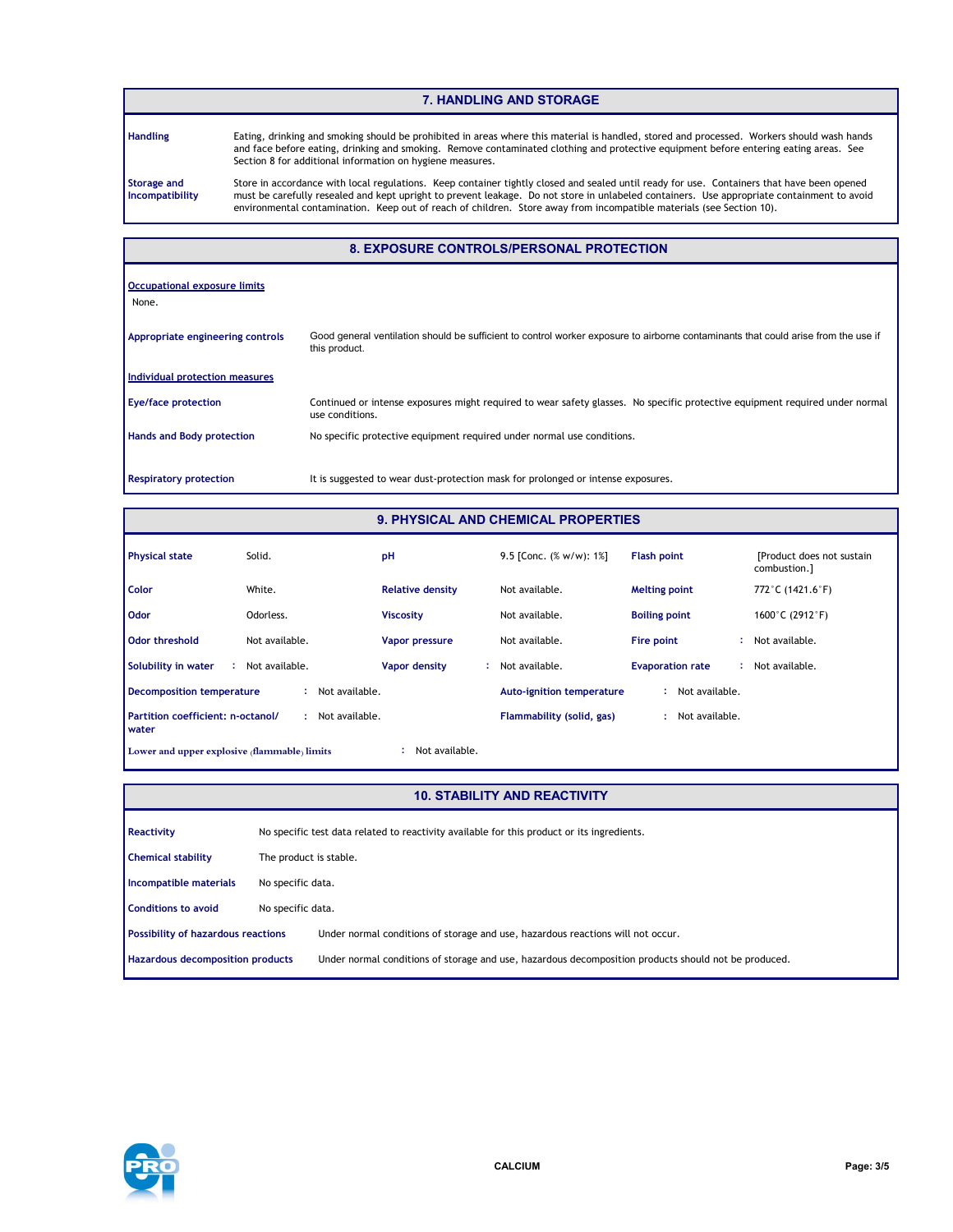## 7. HANDLING AND STORAGE

**Handling**

Eating, drinking and smoking should be prohibited in areas where this material is handled, stored and processed. Workers should wash hands and face before eating, drinking and smoking. Remove contaminated clothing and protective equipment before entering eating areas. See Section 8 for additional information on hygiene measures.

**Storage and Incompatibility**

Store in accordance with local regulations. Keep container tightly closed and sealed until ready for use. Containers that have been opened must be carefully resealed and kept upright to prevent leakage. Do not store in unlabeled containers. Use appropriate containment to avoid environmental contamination. Keep out of reach of children. Store away from incompatible materials (see Section 10).

## 8. EXPOSURE CONTROLS/PERSONAL PROTECTION

**Occupational exposure limits**

None.

**Appropriate engineering controls**

Good general ventilation should be sufficient to control worker exposure to airborne contaminants that could arise from the use if this product.

**Individual protection measures**

**Eye/face protection**

Continued or intense exposures might required to wear safety glasses. No specific protective equipment required under normal use conditions.

**Hands and Body protection**

No specific protective equipment required under normal use conditions.

**Respiratory protection**

It is suggested to wear dust-protection mask for prolonged or intense exposures.

## 9. PHYSICAL AND CHEMICAL PROPERTIES

| Property | Value | Property | Value | Property | Value |
|---|---|---|---|---|---|
| **Physical state** | Solid. | **pH** | 9.5 [Conc. (% w/w): 1%] | **Flash point** | [Product does not sustain combustion.] |
| **Color** | White. | **Relative density** | Not available. | **Melting point** | 772°C (1421.6°F) |
| **Odor** | Odorless. | **Viscosity** | Not available. | **Boiling point** | 1600°C (2912°F) |
| **Odor threshold** | Not available. | **Vapor pressure** | Not available. | **Fire point** | Not available. |
| **Solubility in water** | Not available. | **Vapor density** | Not available. | **Evaporation rate** | Not available. |

| Property | Value | Property | Value |
|---|---|---|---|
| **Decomposition temperature** | Not available. | **Auto-ignition temperature** | Not available. |
| **Partition coefficient: n-octanol/water** | Not available. | **Flammability (solid, gas)** | Not available. |
| **Lower and upper explosive (flammable) limits** | Not available. | | |

## 10. STABILITY AND REACTIVITY

**Reactivity**

No specific test data related to reactivity available for this product or its ingredients.

**Chemical stability**

The product is stable.

**Incompatible materials**

No specific data.

**Conditions to avoid**

No specific data.

**Possibility of hazardous reactions**

Under normal conditions of storage and use, hazardous reactions will not occur.

**Hazardous decomposition products**

Under normal conditions of storage and use, hazardous decomposition products should not be produced.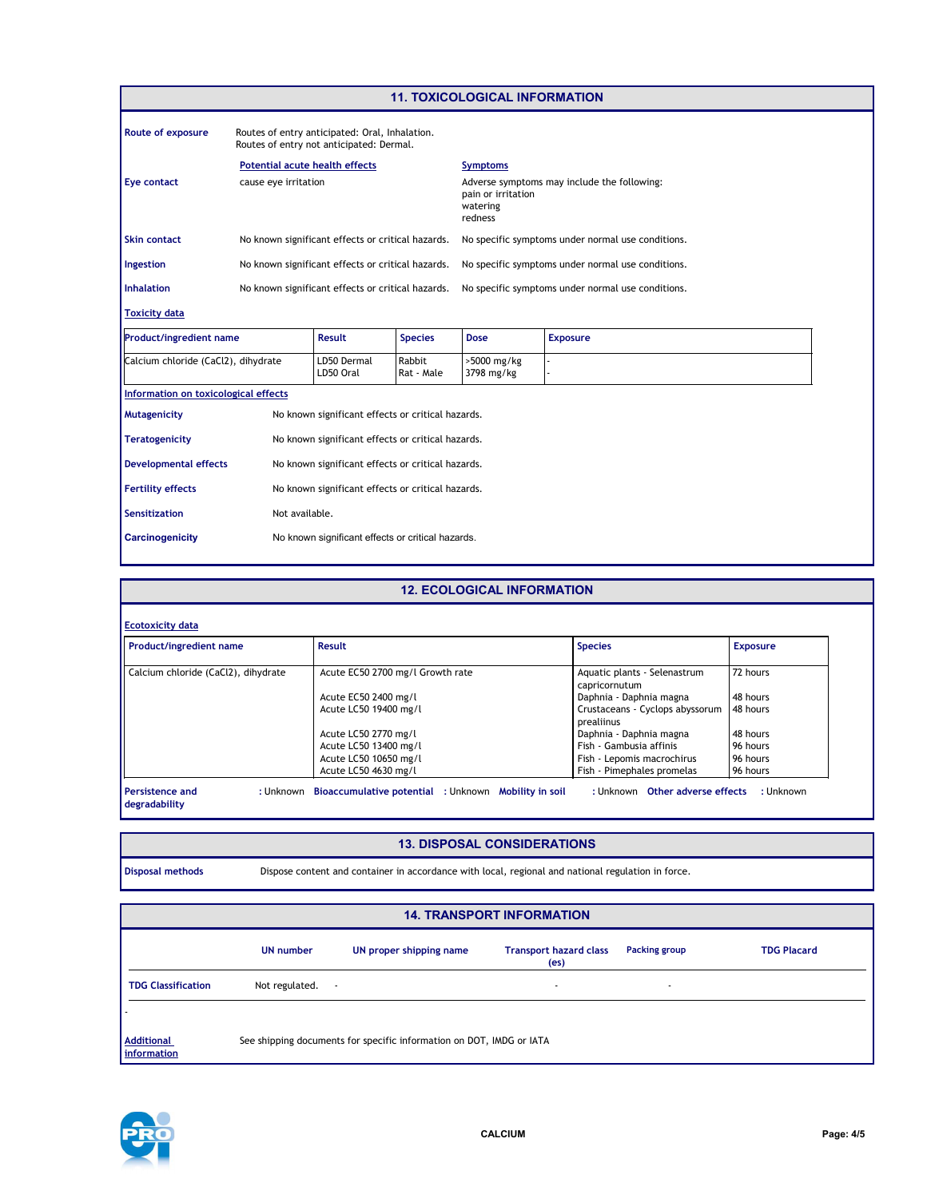## 11. TOXICOLOGICAL INFORMATION

**Route of exposure**

Routes of entry anticipated: Oral, Inhalation.
Routes of entry not anticipated: Dermal.

| | Potential acute health effects | Symptoms |
|---|---|---|
| **Eye contact** | cause eye irritation | Adverse symptoms may include the following: pain or irritation watering redness |
| **Skin contact** | No known significant effects or critical hazards. | No specific symptoms under normal use conditions. |
| **Ingestion** | No known significant effects or critical hazards. | No specific symptoms under normal use conditions. |
| **Inhalation** | No known significant effects or critical hazards. | No specific symptoms under normal use conditions. |

**Toxicity data**

| Product/ingredient name | Result | Species | Dose | Exposure |
|---|---|---|---|---|
| Calcium chloride ($CaCl_2$), dihydrate | LD50 Dermal<br>LD50 Oral | Rabbit<br>Rat - Male | >5000 mg/kg<br>3798 mg/kg | -<br>- |

**Information on toxicological effects**

**Mutagenicity** No known significant effects or critical hazards.

**Teratogenicity** No known significant effects or critical hazards.

**Developmental effects** No known significant effects or critical hazards.

**Fertility effects** No known significant effects or critical hazards.

**Sensitization** Not available.

**Carcinogenicity** No known significant effects or critical hazards.

## 12. ECOLOGICAL INFORMATION

**Ecotoxicity data**

| Product/ingredient name | Result | Species | Exposure |
|---|---|---|---|
| Calcium chloride ($CaCl_2$), dihydrate | Acute EC50 2700 mg/l Growth rate | Aquatic plants - Selenastrum capricornutum | 72 hours |
| | Acute EC50 2400 mg/l | Daphnia - Daphnia magna | 48 hours |
| | Acute LC50 19400 mg/l | Crustaceans - Cyclops abyssorum prealiinus | 48 hours |
| | Acute LC50 2770 mg/l | Daphnia - Daphnia magna | 48 hours |
| | Acute LC50 13400 mg/l | Fish - Gambusia affinis | 96 hours |
| | Acute LC50 10650 mg/l | Fish - Lepomis macrochirus | 96 hours |
| | Acute LC50 4630 mg/l | Fish - Pimephales promelas | 96 hours |

**Persistence and degradability** : Unknown **Bioaccumulative potential** : Unknown **Mobility in soil** : Unknown **Other adverse effects** : Unknown

## 13. DISPOSAL CONSIDERATIONS

**Disposal methods** Dispose content and container in accordance with local, regional and national regulation in force.

## 14. TRANSPORT INFORMATION

| | UN number | UN proper shipping name | Transport hazard class (es) | Packing group | TDG Placard |
|---|---|---|---|---|---|
| **TDG Classification** | Not regulated. | - | - | - | |

-

**Additional information** See shipping documents for specific information on DOT, IMDG or IATA

CALCIUM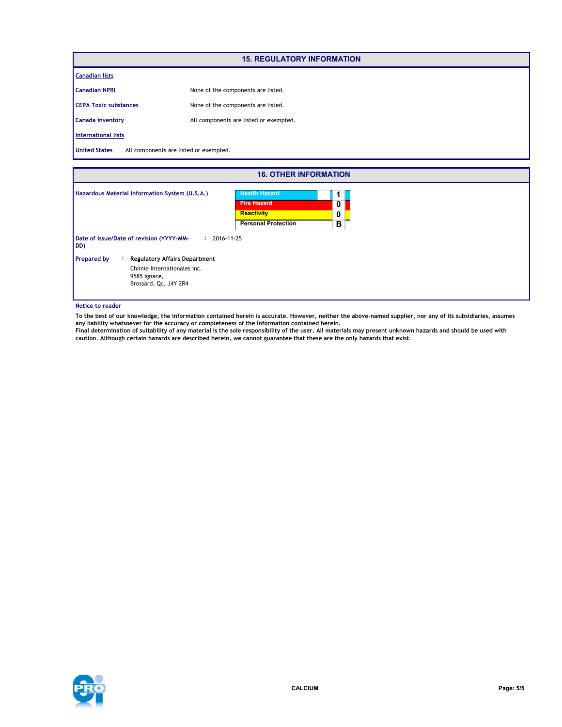## 15. REGULATORY INFORMATION

**Canadian lists**

| | |
|---|---|
| Canadian NPRI | None of the components are listed. |
| CEPA Toxic substances | None of the components are listed. |
| Canada inventory | All components are listed or exempted. |

**International lists**

United States All components are listed or exempted.

## 16. OTHER INFORMATION

**Hazardous Material Information System (U.S.A.)**

| | |
|---|---|
| Health Hazard | 1 |
| Fire Hazard | 0 |
| Reactivity | 0 |
| Personal Protection | B |

**Date of issue/Date of revision (YYYY-MM-DD)** : 2016-11-25

**Prepared by** : **Regulatory Affairs Department**

Chimie Internationales inc.
9585 ignace,
Brossard, Qc, J4Y 2R4

**Notice to reader**

**To the best of our knowledge, the information contained herein is accurate. However, neither the above-named supplier, nor any of its subsidiaries, assumes any liability whatsoever for the accuracy or completeness of the information contained herein.**
**Final determination of suitability of any material is the sole responsibility of the user. All materials may present unknown hazards and should be used with caution. Although certain hazards are described herein, we cannot guarantee that these are the only hazards that exist.**